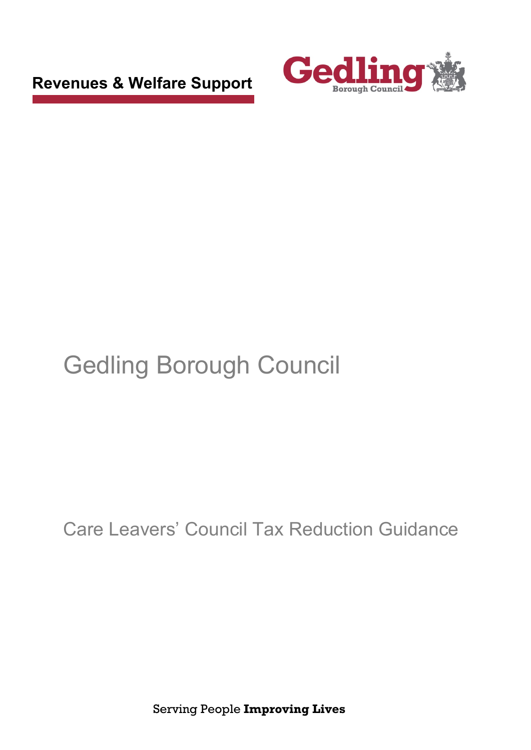**Revenues & Welfare Support**

Gedling Borough Council

# Gedling Borough Council

## Care Leavers' Council Tax Reduction Guidance

Serving People **Improving Lives**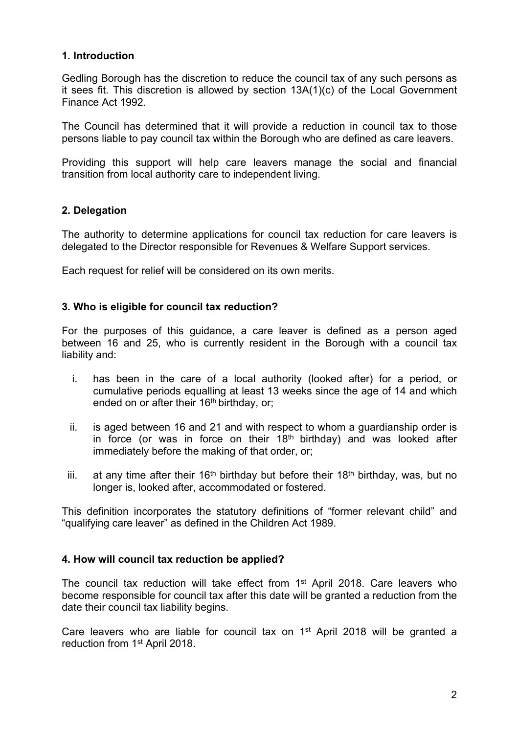## 1. Introduction

Gedling Borough has the discretion to reduce the council tax of any such persons as it sees fit. This discretion is allowed by section 13A(1)(c) of the Local Government Finance Act 1992.

The Council has determined that it will provide a reduction in council tax to those persons liable to pay council tax within the Borough who are defined as care leavers.

Providing this support will help care leavers manage the social and financial transition from local authority care to independent living.

## 2. Delegation

The authority to determine applications for council tax reduction for care leavers is delegated to the Director responsible for Revenues & Welfare Support services.

Each request for relief will be considered on its own merits.

## 3. Who is eligible for council tax reduction?

For the purposes of this guidance, a care leaver is defined as a person aged between 16 and 25, who is currently resident in the Borough with a council tax liability and:

i. has been in the care of a local authority (looked after) for a period, or cumulative periods equalling at least 13 weeks since the age of 14 and which ended on or after their 16th birthday, or;

ii. is aged between 16 and 21 and with respect to whom a guardianship order is in force (or was in force on their 18th birthday) and was looked after immediately before the making of that order, or;

iii. at any time after their 16th birthday but before their 18th birthday, was, but no longer is, looked after, accommodated or fostered.

This definition incorporates the statutory definitions of "former relevant child" and "qualifying care leaver" as defined in the Children Act 1989.

## 4. How will council tax reduction be applied?

The council tax reduction will take effect from 1st April 2018. Care leavers who become responsible for council tax after this date will be granted a reduction from the date their council tax liability begins.

Care leavers who are liable for council tax on 1st April 2018 will be granted a reduction from 1st April 2018.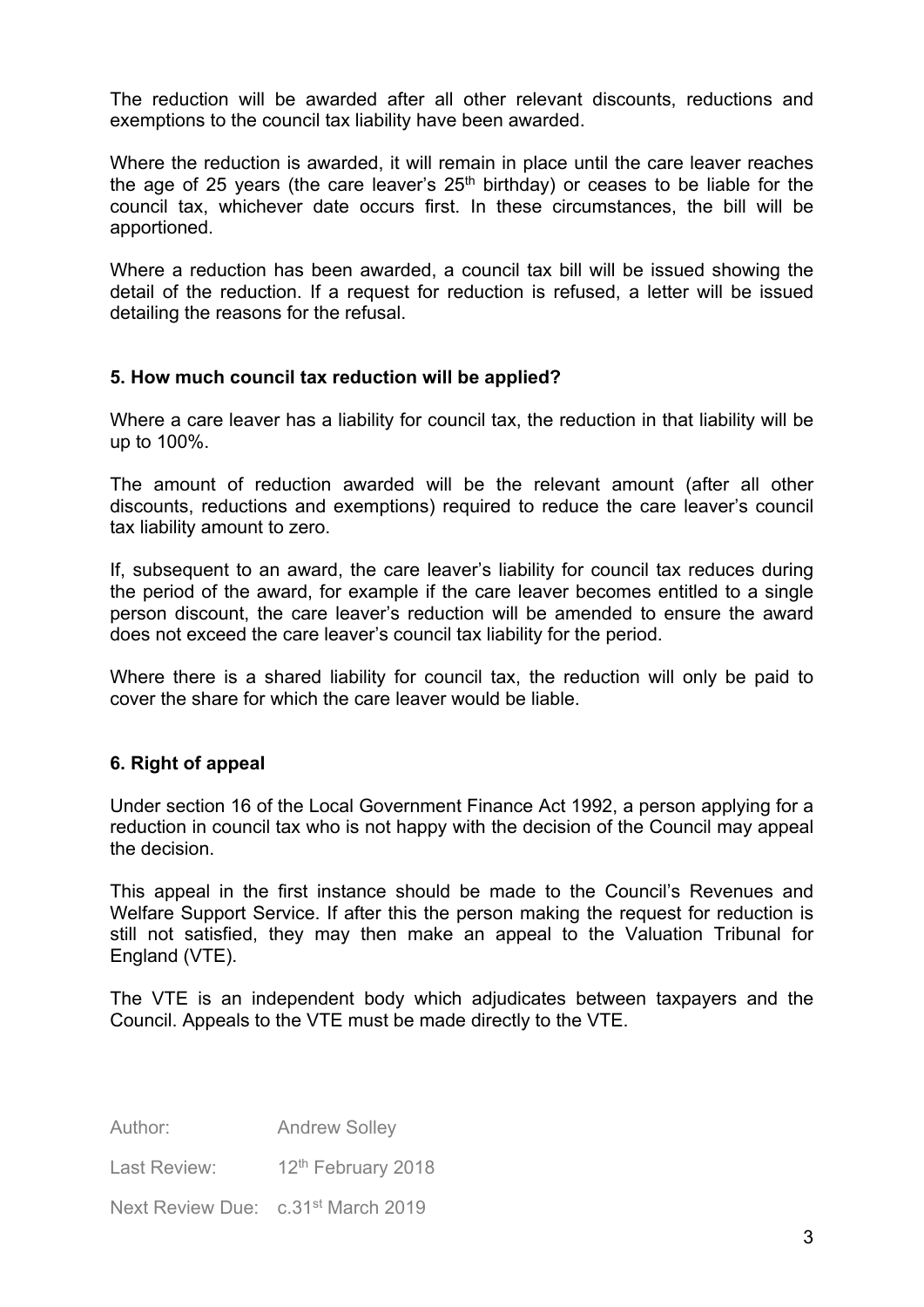The reduction will be awarded after all other relevant discounts, reductions and exemptions to the council tax liability have been awarded.

Where the reduction is awarded, it will remain in place until the care leaver reaches the age of 25 years (the care leaver's 25th birthday) or ceases to be liable for the council tax, whichever date occurs first. In these circumstances, the bill will be apportioned.

Where a reduction has been awarded, a council tax bill will be issued showing the detail of the reduction. If a request for reduction is refused, a letter will be issued detailing the reasons for the refusal.

## 5. How much council tax reduction will be applied?

Where a care leaver has a liability for council tax, the reduction in that liability will be up to 100%.

The amount of reduction awarded will be the relevant amount (after all other discounts, reductions and exemptions) required to reduce the care leaver's council tax liability amount to zero.

If, subsequent to an award, the care leaver's liability for council tax reduces during the period of the award, for example if the care leaver becomes entitled to a single person discount, the care leaver's reduction will be amended to ensure the award does not exceed the care leaver's council tax liability for the period.

Where there is a shared liability for council tax, the reduction will only be paid to cover the share for which the care leaver would be liable.

## 6. Right of appeal

Under section 16 of the Local Government Finance Act 1992, a person applying for a reduction in council tax who is not happy with the decision of the Council may appeal the decision.

This appeal in the first instance should be made to the Council's Revenues and Welfare Support Service. If after this the person making the request for reduction is still not satisfied, they may then make an appeal to the Valuation Tribunal for England (VTE).

The VTE is an independent body which adjudicates between taxpayers and the Council. Appeals to the VTE must be made directly to the VTE.

| | |
|---|---|
| Author: | Andrew Solley |
| Last Review: | 12th February 2018 |
| Next Review Due: | c.31st March 2019 |